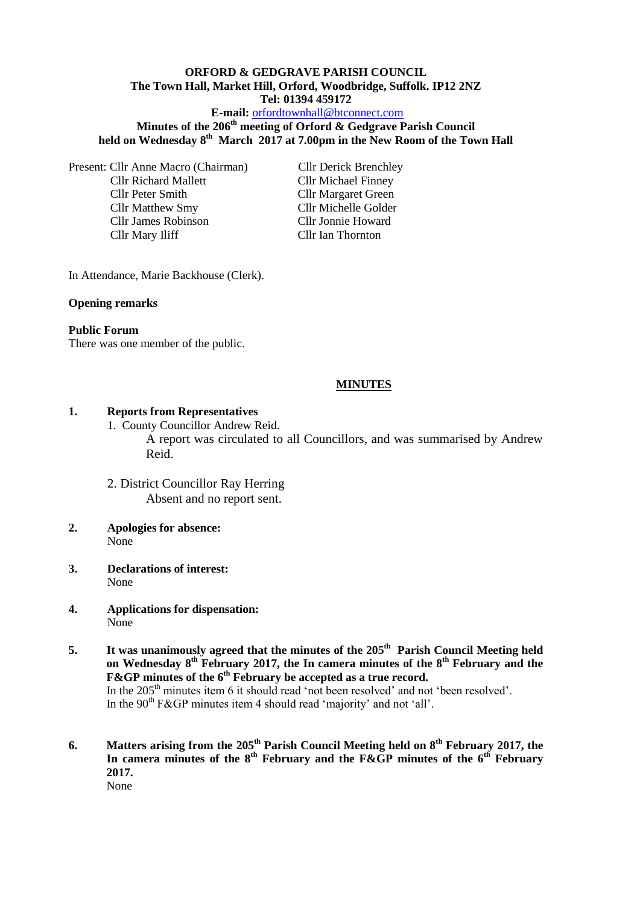**ORFORD & GEDGRAVE PARISH COUNCIL**
**The Town Hall, Market Hill, Orford, Woodbridge, Suffolk. IP12 2NZ**
**Tel: 01394 459172**
**E-mail:** orfordtownhall@btconnect.com
**Minutes of the 206th meeting of Orford & Gedgrave Parish Council held on Wednesday 8th March 2017 at 7.00pm in the New Room of the Town Hall**

Present:
- Cllr Anne Macro (Chairman)
- Cllr Richard Mallett
- Cllr Peter Smith
- Cllr Matthew Smy
- Cllr James Robinson
- Cllr Mary Iliff
- Cllr Derick Brenchley
- Cllr Michael Finney
- Cllr Margaret Green
- Cllr Michelle Golder
- Cllr Jonnie Howard
- Cllr Ian Thornton

In Attendance, Marie Backhouse (Clerk).

**Opening remarks**

**Public Forum**
There was one member of the public.

**MINUTES**

**1. Reports from Representatives**

1. County Councillor Andrew Reid.
   A report was circulated to all Councillors, and was summarised by Andrew Reid.

2. District Councillor Ray Herring
   Absent and no report sent.

**2. Apologies for absence:**
None

**3. Declarations of interest:**
None

**4. Applications for dispensation:**
None

**5. It was unanimously agreed that the minutes of the 205th Parish Council Meeting held on Wednesday 8th February 2017, the In camera minutes of the 8th February and the F&GP minutes of the 6th February be accepted as a true record.**
In the 205th minutes item 6 it should read 'not been resolved' and not 'been resolved'.
In the 90th F&GP minutes item 4 should read 'majority' and not 'all'.

**6. Matters arising from the 205th Parish Council Meeting held on 8th February 2017, the In camera minutes of the 8th February and the F&GP minutes of the 6th February 2017.**
None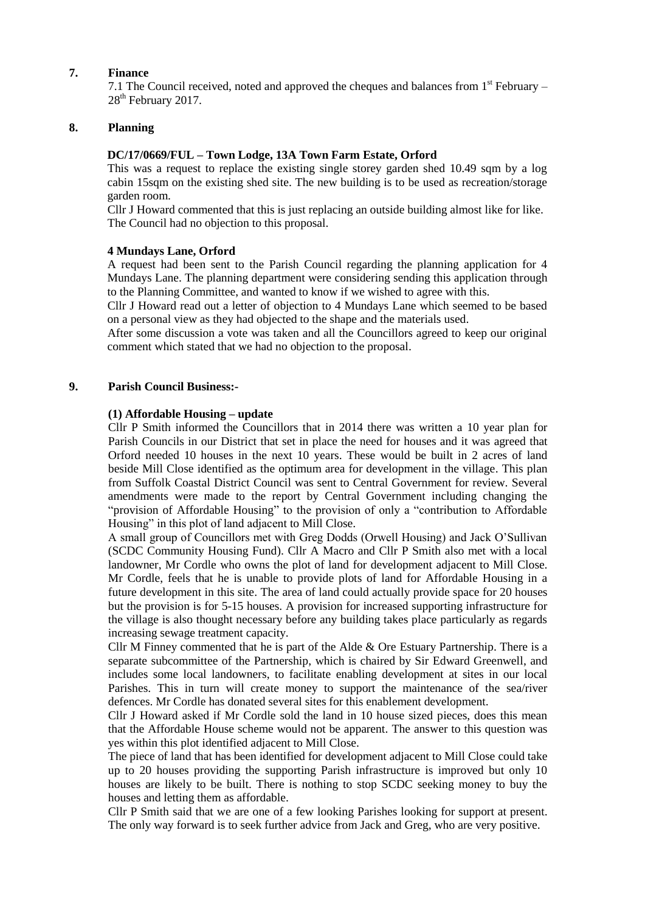## 7. Finance

7.1 The Council received, noted and approved the cheques and balances from 1st February – 28th February 2017.

## 8. Planning

**DC/17/0669/FUL – Town Lodge, 13A Town Farm Estate, Orford**

This was a request to replace the existing single storey garden shed 10.49 sqm by a log cabin 15sqm on the existing shed site. The new building is to be used as recreation/storage garden room.

Cllr J Howard commented that this is just replacing an outside building almost like for like. The Council had no objection to this proposal.

**4 Mundays Lane, Orford**

A request had been sent to the Parish Council regarding the planning application for 4 Mundays Lane. The planning department were considering sending this application through to the Planning Committee, and wanted to know if we wished to agree with this.

Cllr J Howard read out a letter of objection to 4 Mundays Lane which seemed to be based on a personal view as they had objected to the shape and the materials used.

After some discussion a vote was taken and all the Councillors agreed to keep our original comment which stated that we had no objection to the proposal.

## 9. Parish Council Business:-

**(1) Affordable Housing – update**

Cllr P Smith informed the Councillors that in 2014 there was written a 10 year plan for Parish Councils in our District that set in place the need for houses and it was agreed that Orford needed 10 houses in the next 10 years. These would be built in 2 acres of land beside Mill Close identified as the optimum area for development in the village. This plan from Suffolk Coastal District Council was sent to Central Government for review. Several amendments were made to the report by Central Government including changing the "provision of Affordable Housing" to the provision of only a "contribution to Affordable Housing" in this plot of land adjacent to Mill Close.

A small group of Councillors met with Greg Dodds (Orwell Housing) and Jack O'Sullivan (SCDC Community Housing Fund). Cllr A Macro and Cllr P Smith also met with a local landowner, Mr Cordle who owns the plot of land for development adjacent to Mill Close. Mr Cordle, feels that he is unable to provide plots of land for Affordable Housing in a future development in this site. The area of land could actually provide space for 20 houses but the provision is for 5-15 houses. A provision for increased supporting infrastructure for the village is also thought necessary before any building takes place particularly as regards increasing sewage treatment capacity.

Cllr M Finney commented that he is part of the Alde & Ore Estuary Partnership. There is a separate subcommittee of the Partnership, which is chaired by Sir Edward Greenwell, and includes some local landowners, to facilitate enabling development at sites in our local Parishes. This in turn will create money to support the maintenance of the sea/river defences. Mr Cordle has donated several sites for this enablement development.

Cllr J Howard asked if Mr Cordle sold the land in 10 house sized pieces, does this mean that the Affordable House scheme would not be apparent. The answer to this question was yes within this plot identified adjacent to Mill Close.

The piece of land that has been identified for development adjacent to Mill Close could take up to 20 houses providing the supporting Parish infrastructure is improved but only 10 houses are likely to be built. There is nothing to stop SCDC seeking money to buy the houses and letting them as affordable.

Cllr P Smith said that we are one of a few looking Parishes looking for support at present. The only way forward is to seek further advice from Jack and Greg, who are very positive.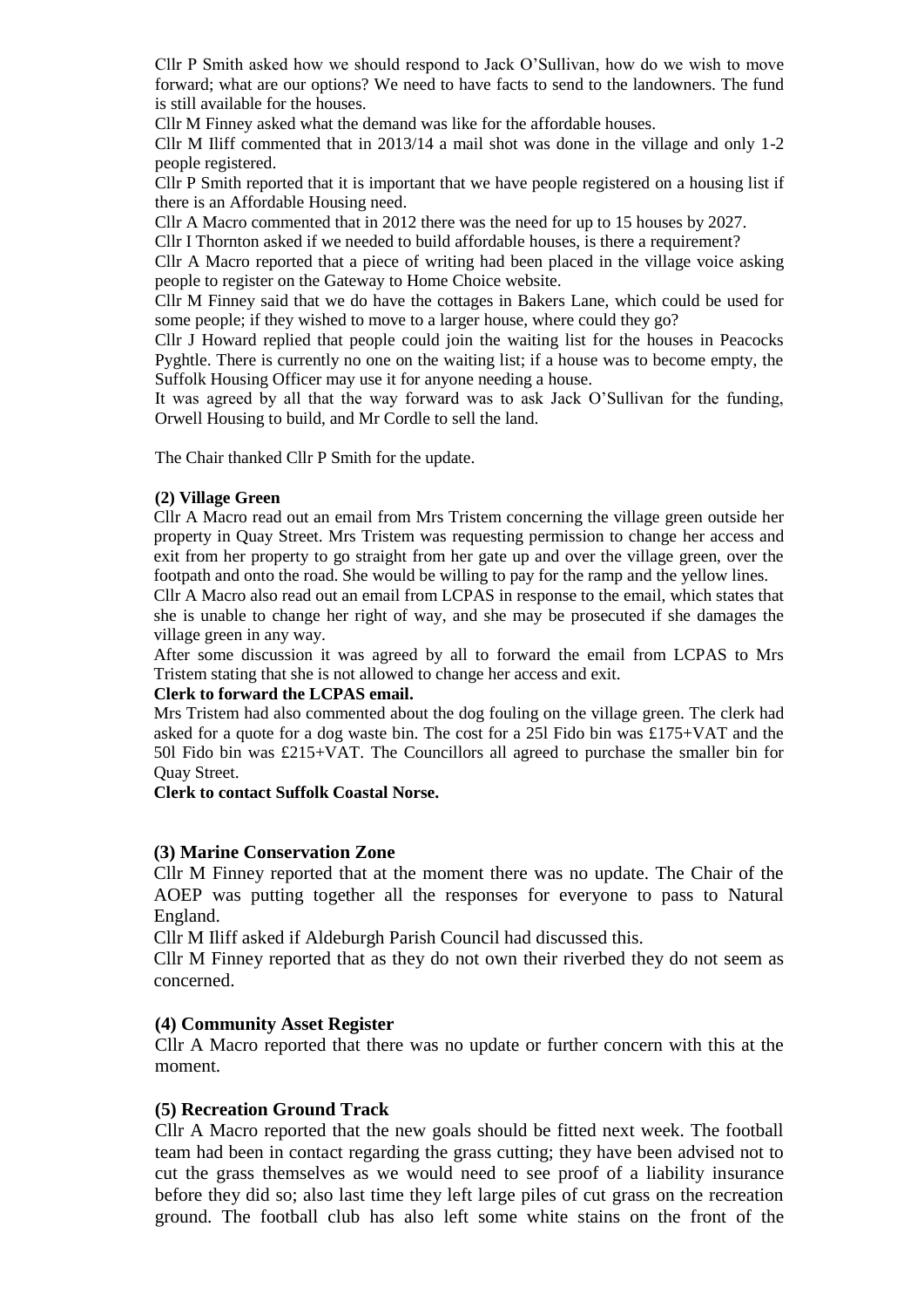Cllr P Smith asked how we should respond to Jack O'Sullivan, how do we wish to move forward; what are our options? We need to have facts to send to the landowners. The fund is still available for the houses.

Cllr M Finney asked what the demand was like for the affordable houses.

Cllr M Iliff commented that in 2013/14 a mail shot was done in the village and only 1-2 people registered.

Cllr P Smith reported that it is important that we have people registered on a housing list if there is an Affordable Housing need.

Cllr A Macro commented that in 2012 there was the need for up to 15 houses by 2027.

Cllr I Thornton asked if we needed to build affordable houses, is there a requirement?

Cllr A Macro reported that a piece of writing had been placed in the village voice asking people to register on the Gateway to Home Choice website.

Cllr M Finney said that we do have the cottages in Bakers Lane, which could be used for some people; if they wished to move to a larger house, where could they go?

Cllr J Howard replied that people could join the waiting list for the houses in Peacocks Pyghtle. There is currently no one on the waiting list; if a house was to become empty, the Suffolk Housing Officer may use it for anyone needing a house.

It was agreed by all that the way forward was to ask Jack O'Sullivan for the funding, Orwell Housing to build, and Mr Cordle to sell the land.

The Chair thanked Cllr P Smith for the update.

**(2) Village Green**

Cllr A Macro read out an email from Mrs Tristem concerning the village green outside her property in Quay Street. Mrs Tristem was requesting permission to change her access and exit from her property to go straight from her gate up and over the village green, over the footpath and onto the road. She would be willing to pay for the ramp and the yellow lines.

Cllr A Macro also read out an email from LCPAS in response to the email, which states that she is unable to change her right of way, and she may be prosecuted if she damages the village green in any way.

After some discussion it was agreed by all to forward the email from LCPAS to Mrs Tristem stating that she is not allowed to change her access and exit.

**Clerk to forward the LCPAS email.**

Mrs Tristem had also commented about the dog fouling on the village green. The clerk had asked for a quote for a dog waste bin. The cost for a 25l Fido bin was £175+VAT and the 50l Fido bin was £215+VAT. The Councillors all agreed to purchase the smaller bin for Quay Street.

**Clerk to contact Suffolk Coastal Norse.**

**(3) Marine Conservation Zone**

Cllr M Finney reported that at the moment there was no update. The Chair of the AOEP was putting together all the responses for everyone to pass to Natural England.

Cllr M Iliff asked if Aldeburgh Parish Council had discussed this.

Cllr M Finney reported that as they do not own their riverbed they do not seem as concerned.

**(4) Community Asset Register**

Cllr A Macro reported that there was no update or further concern with this at the moment.

**(5) Recreation Ground Track**

Cllr A Macro reported that the new goals should be fitted next week. The football team had been in contact regarding the grass cutting; they have been advised not to cut the grass themselves as we would need to see proof of a liability insurance before they did so; also last time they left large piles of cut grass on the recreation ground. The football club has also left some white stains on the front of the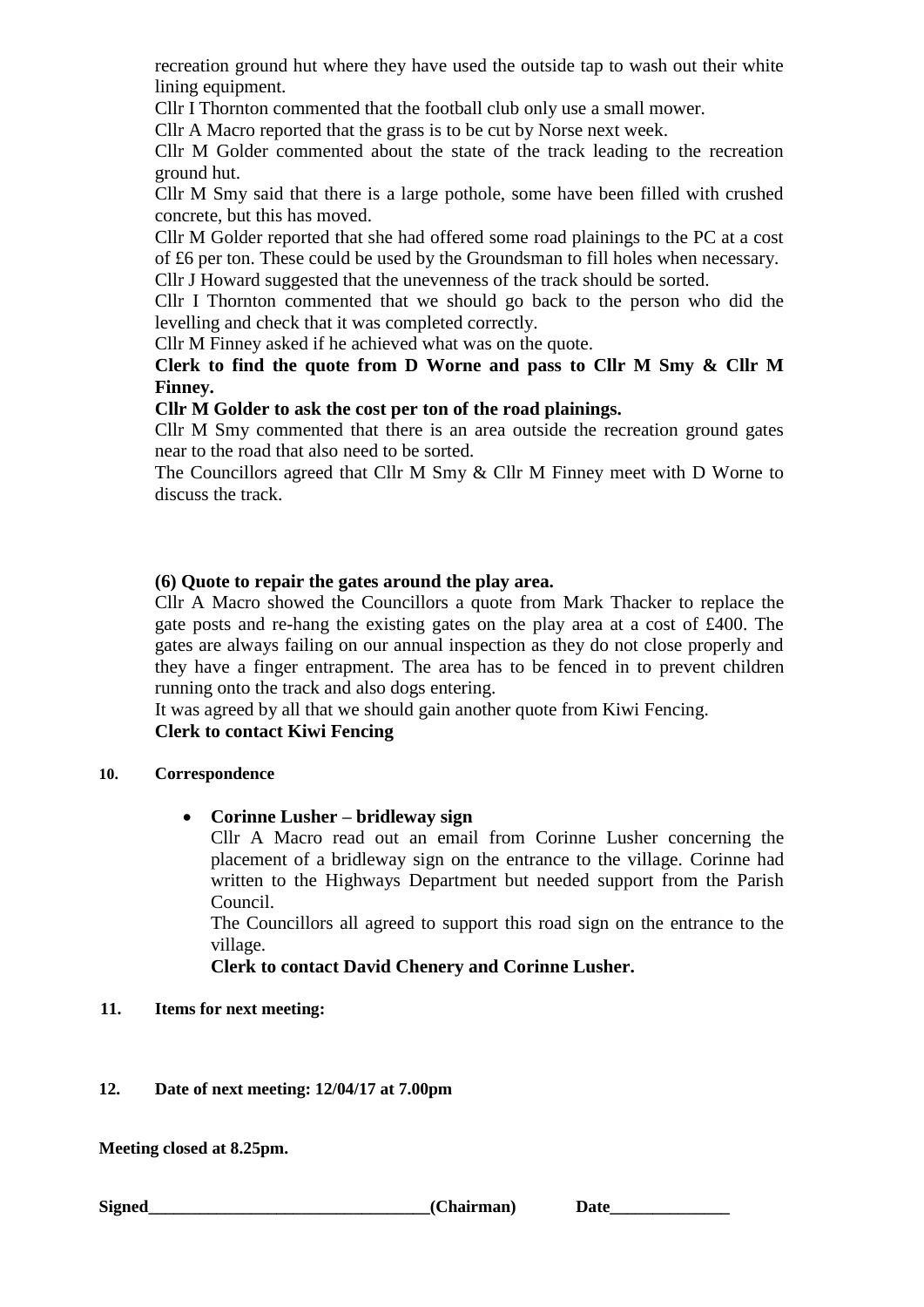recreation ground hut where they have used the outside tap to wash out their white lining equipment.

Cllr I Thornton commented that the football club only use a small mower.

Cllr A Macro reported that the grass is to be cut by Norse next week.

Cllr M Golder commented about the state of the track leading to the recreation ground hut.

Cllr M Smy said that there is a large pothole, some have been filled with crushed concrete, but this has moved.

Cllr M Golder reported that she had offered some road plainings to the PC at a cost of £6 per ton. These could be used by the Groundsman to fill holes when necessary.

Cllr J Howard suggested that the unevenness of the track should be sorted.

Cllr I Thornton commented that we should go back to the person who did the levelling and check that it was completed correctly.

Cllr M Finney asked if he achieved what was on the quote.

**Clerk to find the quote from D Worne and pass to Cllr M Smy & Cllr M Finney.**

**Cllr M Golder to ask the cost per ton of the road plainings.**

Cllr M Smy commented that there is an area outside the recreation ground gates near to the road that also need to be sorted.

The Councillors agreed that Cllr M Smy & Cllr M Finney meet with D Worne to discuss the track.

**(6) Quote to repair the gates around the play area.**

Cllr A Macro showed the Councillors a quote from Mark Thacker to replace the gate posts and re-hang the existing gates on the play area at a cost of £400. The gates are always failing on our annual inspection as they do not close properly and they have a finger entrapment. The area has to be fenced in to prevent children running onto the track and also dogs entering.

It was agreed by all that we should gain another quote from Kiwi Fencing.

**Clerk to contact Kiwi Fencing**

**10. Correspondence**

- **Corinne Lusher – bridleway sign**

  Cllr A Macro read out an email from Corinne Lusher concerning the placement of a bridleway sign on the entrance to the village. Corinne had written to the Highways Department but needed support from the Parish Council.

  The Councillors all agreed to support this road sign on the entrance to the village.

  **Clerk to contact David Chenery and Corinne Lusher.**

**11. Items for next meeting:**

**12. Date of next meeting: 12/04/17 at 7.00pm**

**Meeting closed at 8.25pm.**

**Signed**_________________________________**(Chairman)** **Date**______________